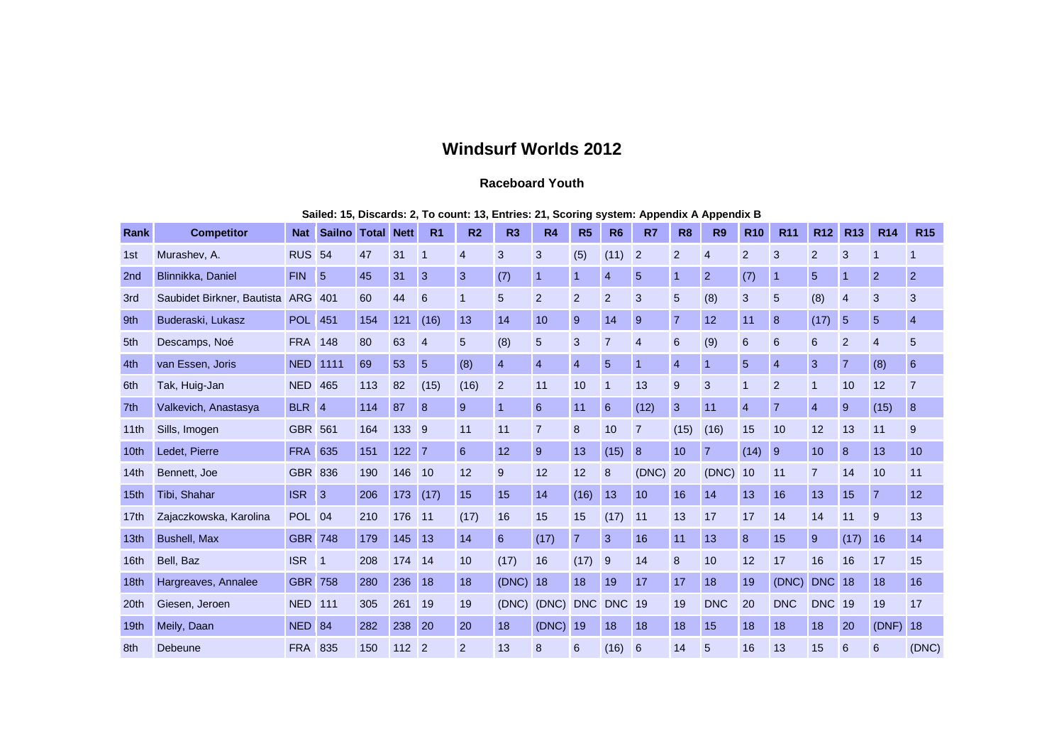# Windsurf Worlds 2012

### Raceboard Youth

**Sailed: 15, Discards: 2, To count: 13, Entries: 21, Scoring system: Appendix A Appendix B**

| Rank | Competitor | Nat | Sailno | Total | Nett | R1 | R2 | R3 | R4 | R5 | R6 | R7 | R8 | R9 | R10 | R11 | R12 | R13 | R14 | R15 |
|---|---|---|---|---|---|---|---|---|---|---|---|---|---|---|---|---|---|---|---|---|
| 1st | Murashev, A. | RUS | 54 | 47 | 31 | 1 | 4 | 3 | 3 | (5) | (11) | 2 | 2 | 4 | 2 | 3 | 2 | 3 | 1 | 1 |
| 2nd | Blinnikka, Daniel | FIN | 5 | 45 | 31 | 3 | 3 | (7) | 1 | 1 | 4 | 5 | 1 | 2 | (7) | 1 | 5 | 1 | 2 | 2 |
| 3rd | Saubidet Birkner, Bautista | ARG | 401 | 60 | 44 | 6 | 1 | 5 | 2 | 2 | 2 | 3 | 5 | (8) | 3 | 5 | (8) | 4 | 3 | 3 |
| 9th | Buderaski, Lukasz | POL | 451 | 154 | 121 | (16) | 13 | 14 | 10 | 9 | 14 | 9 | 7 | 12 | 11 | 8 | (17) | 5 | 5 | 4 |
| 5th | Descamps, Noé | FRA | 148 | 80 | 63 | 4 | 5 | (8) | 5 | 3 | 7 | 4 | 6 | (9) | 6 | 6 | 6 | 2 | 4 | 5 |
| 4th | van Essen, Joris | NED | 1111 | 69 | 53 | 5 | (8) | 4 | 4 | 4 | 5 | 1 | 4 | 1 | 5 | 4 | 3 | 7 | (8) | 6 |
| 6th | Tak, Huig-Jan | NED | 465 | 113 | 82 | (15) | (16) | 2 | 11 | 10 | 1 | 13 | 9 | 3 | 1 | 2 | 1 | 10 | 12 | 7 |
| 7th | Valkevich, Anastasya | BLR | 4 | 114 | 87 | 8 | 9 | 1 | 6 | 11 | 6 | (12) | 3 | 11 | 4 | 7 | 4 | 9 | (15) | 8 |
| 11th | Sills, Imogen | GBR | 561 | 164 | 133 | 9 | 11 | 11 | 7 | 8 | 10 | 7 | (15) | (16) | 15 | 10 | 12 | 13 | 11 | 9 |
| 10th | Ledet, Pierre | FRA | 635 | 151 | 122 | 7 | 6 | 12 | 9 | 13 | (15) | 8 | 10 | 7 | (14) | 9 | 10 | 8 | 13 | 10 |
| 14th | Bennett, Joe | GBR | 836 | 190 | 146 | 10 | 12 | 9 | 12 | 12 | 8 | (DNC) | 20 | (DNC) | 10 | 11 | 7 | 14 | 10 | 11 |
| 15th | Tibi, Shahar | ISR | 3 | 206 | 173 | (17) | 15 | 15 | 14 | (16) | 13 | 10 | 16 | 14 | 13 | 16 | 13 | 15 | 7 | 12 |
| 17th | Zajaczkowska, Karolina | POL | 04 | 210 | 176 | 11 | (17) | 16 | 15 | 15 | (17) | 11 | 13 | 17 | 17 | 14 | 14 | 11 | 9 | 13 |
| 13th | Bushell, Max | GBR | 748 | 179 | 145 | 13 | 14 | 6 | (17) | 7 | 3 | 16 | 11 | 13 | 8 | 15 | 9 | (17) | 16 | 14 |
| 16th | Bell, Baz | ISR | 1 | 208 | 174 | 14 | 10 | (17) | 16 | (17) | 9 | 14 | 8 | 10 | 12 | 17 | 16 | 16 | 17 | 15 |
| 18th | Hargreaves, Annalee | GBR | 758 | 280 | 236 | 18 | 18 | (DNC) | 18 | 18 | 19 | 17 | 17 | 18 | 19 | (DNC) | DNC | 18 | 18 | 16 |
| 20th | Giesen, Jeroen | NED | 111 | 305 | 261 | 19 | 19 | (DNC) | (DNC) | DNC | DNC | 19 | 19 | DNC | 20 | DNC | DNC | 19 | 19 | 17 |
| 19th | Meily, Daan | NED | 84 | 282 | 238 | 20 | 20 | 18 | (DNC) | 19 | 18 | 18 | 18 | 15 | 18 | 18 | 18 | 20 | (DNF) | 18 |
| 8th | Debeune | FRA | 835 | 150 | 112 | 2 | 2 | 13 | 8 | 6 | (16) | 6 | 14 | 5 | 16 | 13 | 15 | 6 | 6 | (DNC) |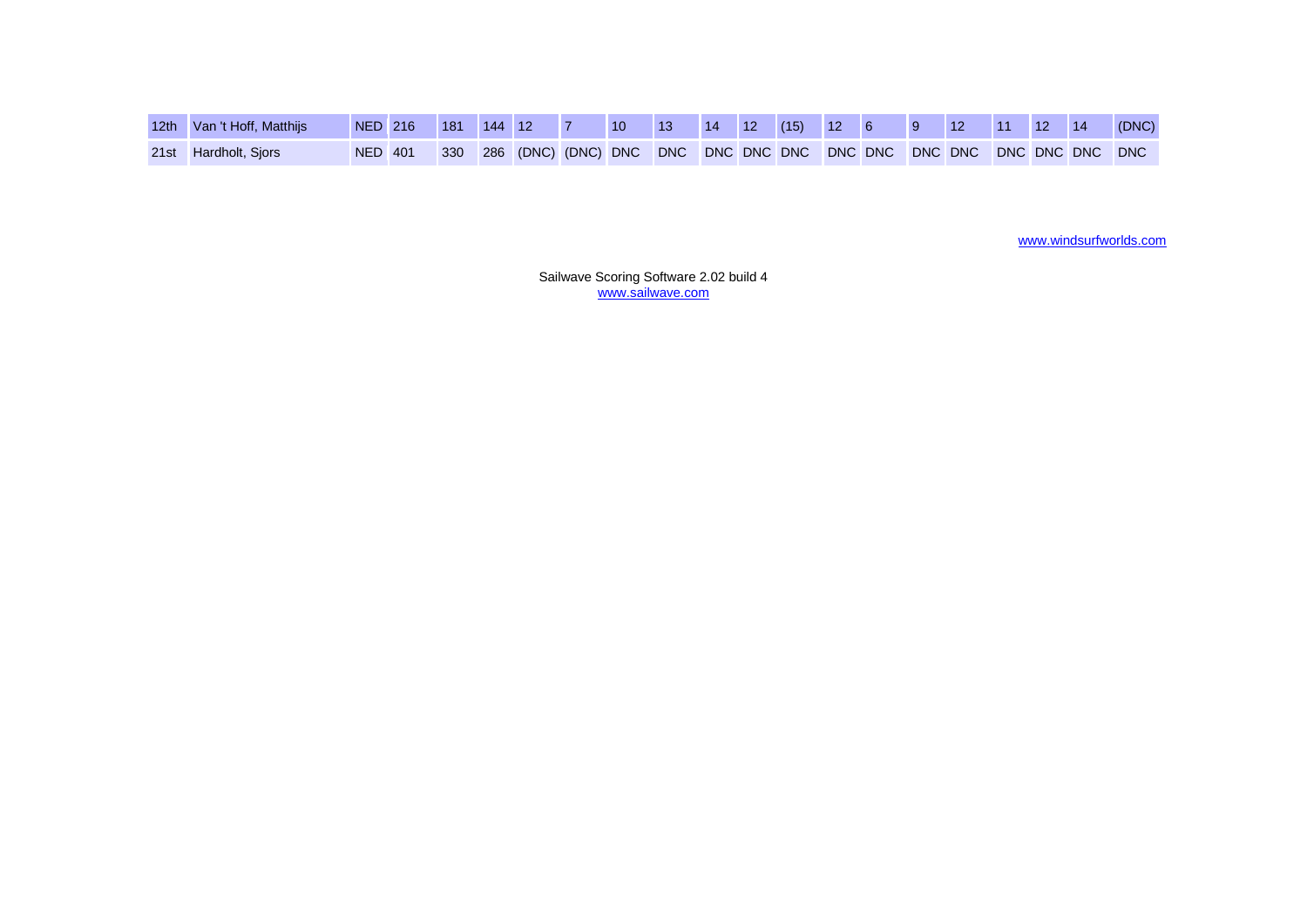| | | | | | | | | | | | | | | | | | | | | | |
|---|---|---|---|---|---|---|---|---|---|---|---|---|---|---|---|---|---|---|---|---|---|
| 12th | Van 't Hoff, Matthijs | NED | 216 | 181 | 144 | 12 | 7 | 10 | 13 | 14 | 12 | (15) | 12 | 6 | 9 | 12 | 11 | 12 | 14 | (DNC) |
| 21st | Hardholt, Sjors | NED | 401 | 330 | 286 | (DNC) | (DNC) | DNC | DNC | DNC | DNC | DNC | DNC | DNC | DNC | DNC | DNC | DNC | DNC | DNC |

www.windsurfworlds.com

Sailwave Scoring Software 2.02 build 4
www.sailwave.com